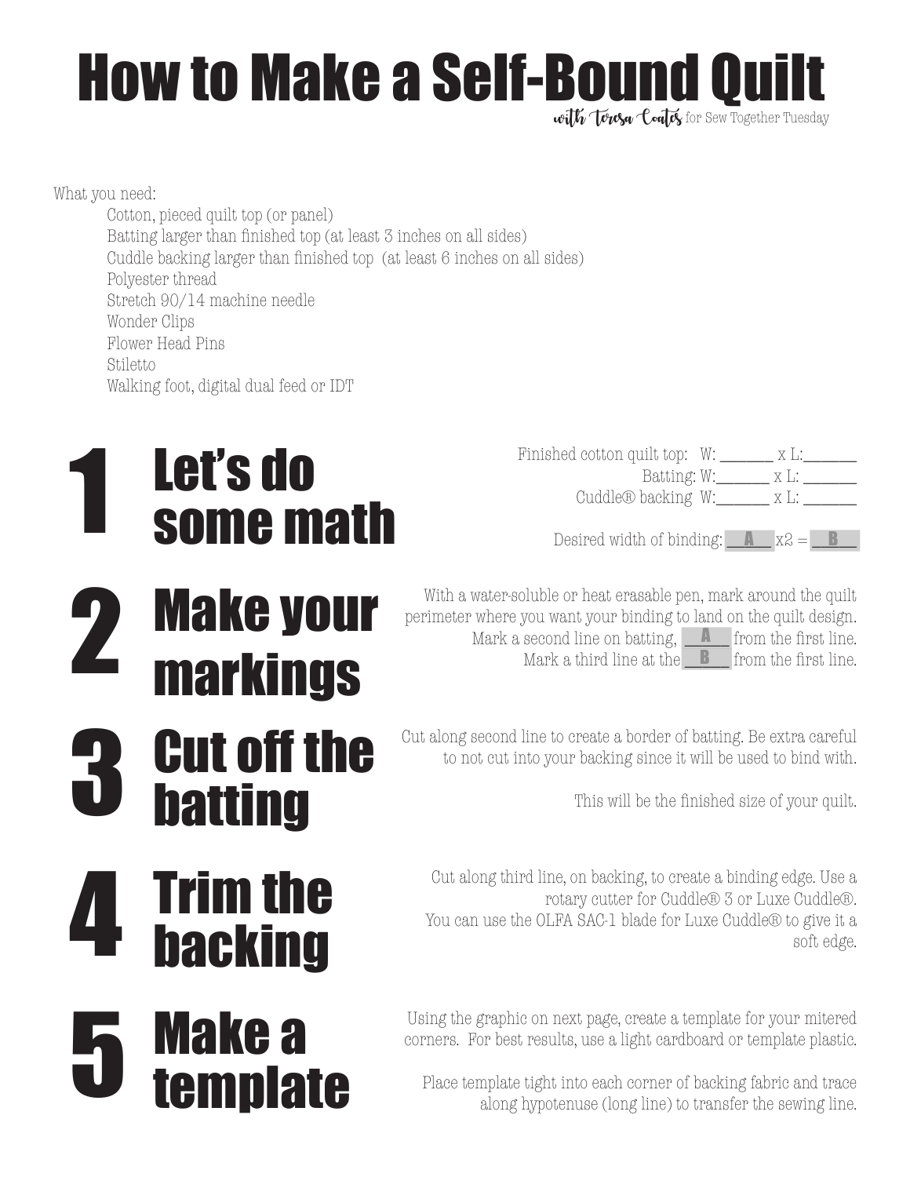# How to Make a Self-Bound Quilt

*with Teresa Coates* for Sew Together Tuesday

What you need:

- Cotton, pieced quilt top (or panel)
- Batting larger than finished top (at least 3 inches on all sides)
- Cuddle backing larger than finished top (at least 6 inches on all sides)
- Polyester thread
- Stretch 90/14 machine needle
- Wonder Clips
- Flower Head Pins
- Stiletto
- Walking foot, digital dual feed or IDT

## 1 Let's do some math

Finished cotton quilt top: W: _______ x L:_______

Batting: W:_______ x L: _______

Cuddle® backing W:_______ x L: _______

Desired width of binding: \_\_A\_\_ x2 = \_\_B\_\_

## 2 Make your markings

With a water-soluble or heat erasable pen, mark around the quilt perimeter where you want your binding to land on the quilt design. Mark a second line on batting, \_\_A\_\_ from the first line. Mark a third line at the \_\_B\_\_ from the first line.

## 3 Cut off the batting

Cut along second line to create a border of batting. Be extra careful to not cut into your backing since it will be used to bind with.

This will be the finished size of your quilt.

## 4 Trim the backing

Cut along third line, on backing, to create a binding edge. Use a rotary cutter for Cuddle® 3 or Luxe Cuddle®. You can use the OLFA SAC-1 blade for Luxe Cuddle® to give it a soft edge.

## 5 Make a template

Using the graphic on next page, create a template for your mitered corners. For best results, use a light cardboard or template plastic.

Place template tight into each corner of backing fabric and trace along hypotenuse (long line) to transfer the sewing line.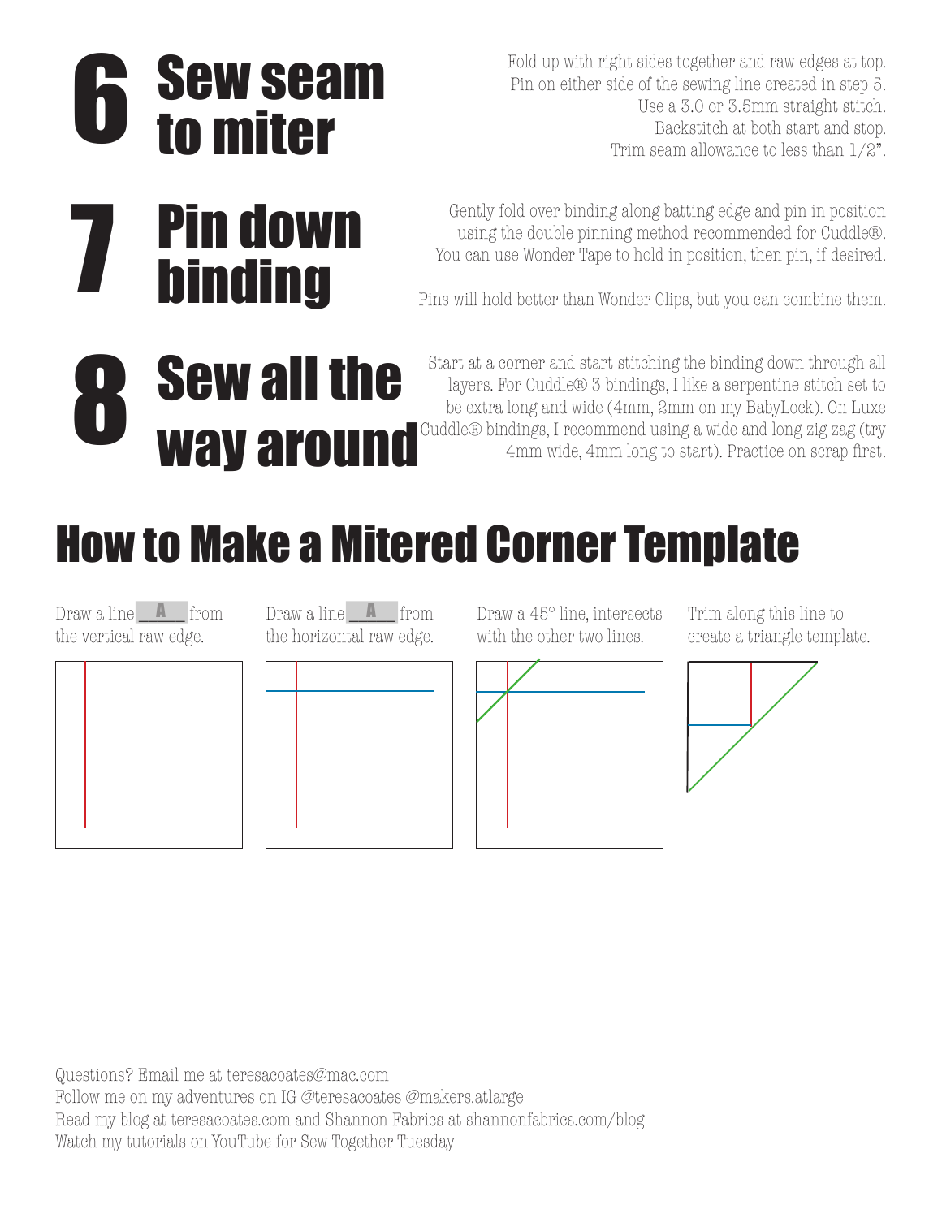## 6 Sew seam to miter

Fold up with right sides together and raw edges at top.
Pin on either side of the sewing line created in step 5.
Use a 3.0 or 3.5mm straight stitch.
Backstitch at both start and stop.
Trim seam allowance to less than 1/2”.

## 7 Pin down binding

Gently fold over binding along batting edge and pin in position using the double pinning method recommended for Cuddle®. You can use Wonder Tape to hold in position, then pin, if desired.

Pins will hold better than Wonder Clips, but you can combine them.

## 8 Sew all the way around

Start at a corner and start stitching the binding down through all layers. For Cuddle® 3 bindings, I like a serpentine stitch set to be extra long and wide (4mm, 2mm on my BabyLock). On Luxe Cuddle® bindings, I recommend using a wide and long zig zag (try 4mm wide, 4mm long to start). Practice on scrap first.

# How to Make a Mitered Corner Template

Draw a line ___A___ from the vertical raw edge.

Draw a line ___A___ from the horizontal raw edge.

Draw a 45° line, intersects with the other two lines.

Trim along this line to create a triangle template.

Questions? Email me at teresacoates@mac.com
Follow me on my adventures on IG @teresacoates @makers.atlarge
Read my blog at teresacoates.com and Shannon Fabrics at shannonfabrics.com/blog
Watch my tutorials on YouTube for Sew Together Tuesday